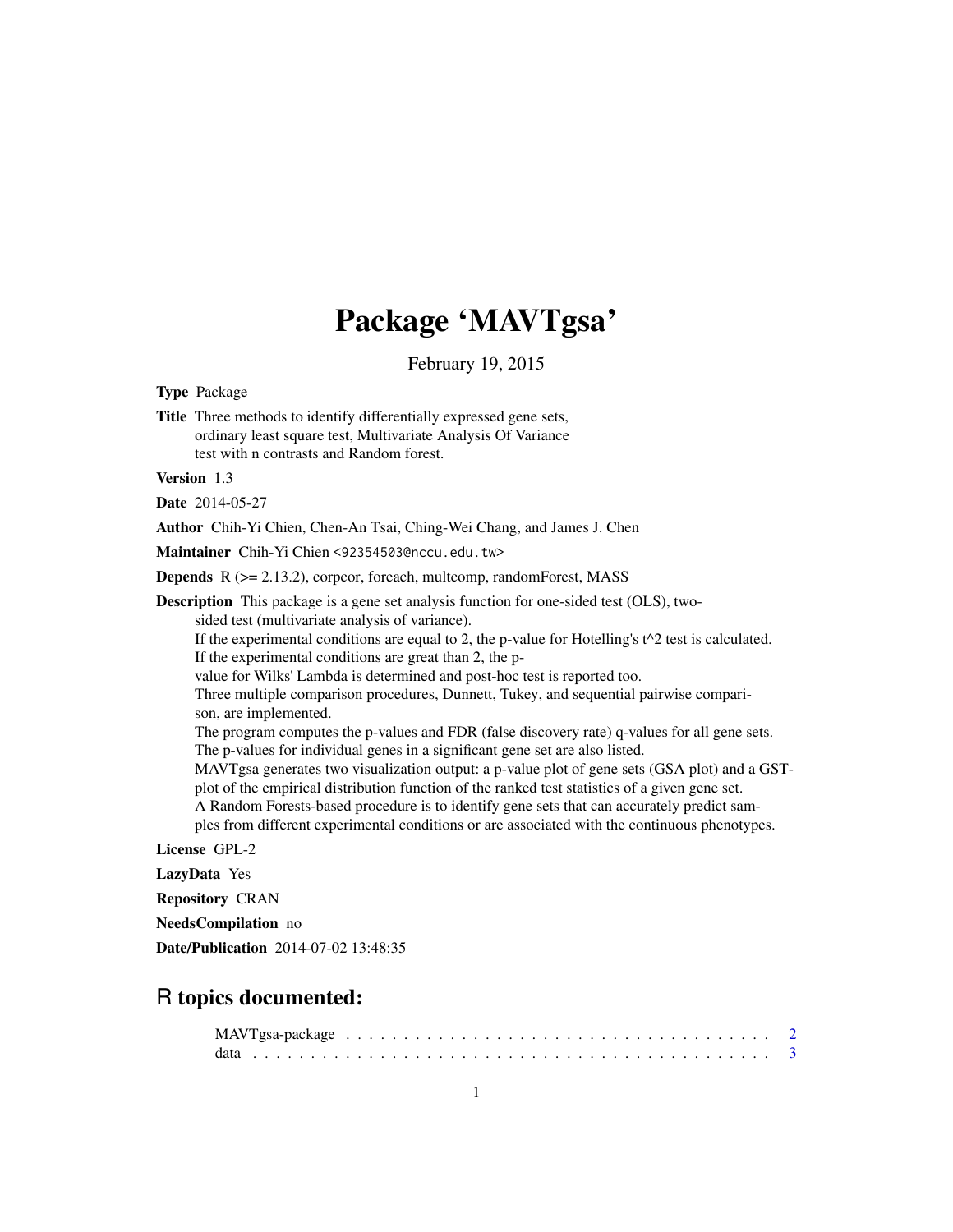# Package 'MAVTgsa'

February 19, 2015

**Type** Package

**Title** Three methods to identify differentially expressed gene sets, ordinary least square test, Multivariate Analysis Of Variance test with n contrasts and Random forest.

**Version** 1.3

**Date** 2014-05-27

**Author** Chih-Yi Chien, Chen-An Tsai, Ching-Wei Chang, and James J. Chen

**Maintainer** Chih-Yi Chien <92354503@nccu.edu.tw>

**Depends** R (>= 2.13.2), corpcor, foreach, multcomp, randomForest, MASS

**Description** This package is a gene set analysis function for one-sided test (OLS), two-sided test (multivariate analysis of variance).
If the experimental conditions are equal to 2, the p-value for Hotelling's t^2 test is calculated.
If the experimental conditions are great than 2, the p-value for Wilks' Lambda is determined and post-hoc test is reported too.
Three multiple comparison procedures, Dunnett, Tukey, and sequential pairwise comparison, are implemented.
The program computes the p-values and FDR (false discovery rate) q-values for all gene sets.
The p-values for individual genes in a significant gene set are also listed.
MAVTgsa generates two visualization output: a p-value plot of gene sets (GSA plot) and a GST-plot of the empirical distribution function of the ranked test statistics of a given gene set.
A Random Forests-based procedure is to identify gene sets that can accurately predict samples from different experimental conditions or are associated with the continuous phenotypes.

**License** GPL-2

**LazyData** Yes

**Repository** CRAN

**NeedsCompilation** no

**Date/Publication** 2014-07-02 13:48:35

## R topics documented:

MAVTgsa-package . . . . . . . . . . . . . . . . . . . . . . . . . . . . . . . . . . . . . . 2
data . . . . . . . . . . . . . . . . . . . . . . . . . . . . . . . . . . . . . . . . . . . . 3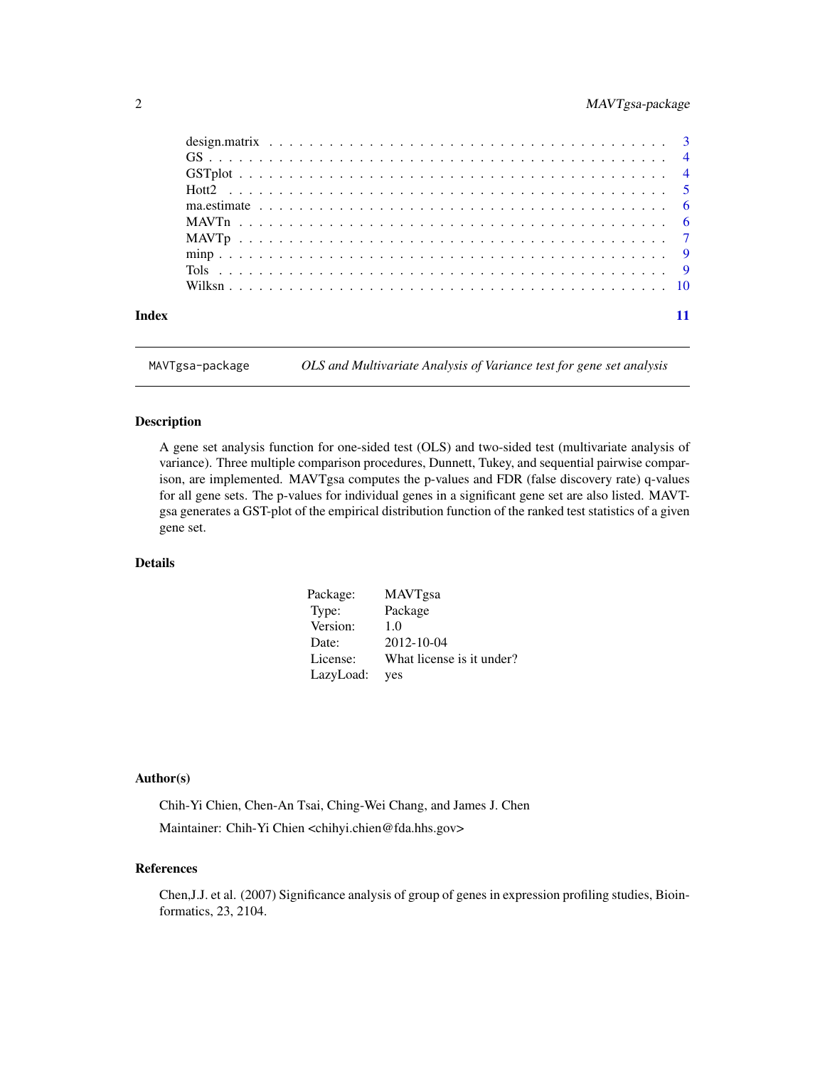design.matrix . . . . . . . . . . . . . . . . . . . . . . . . . . . . . . . . . . . . . . 3
GS . . . . . . . . . . . . . . . . . . . . . . . . . . . . . . . . . . . . . . . . . . . . 4
GSTplot . . . . . . . . . . . . . . . . . . . . . . . . . . . . . . . . . . . . . . . . . 4
Hott2 . . . . . . . . . . . . . . . . . . . . . . . . . . . . . . . . . . . . . . . . . . 5
ma.estimate . . . . . . . . . . . . . . . . . . . . . . . . . . . . . . . . . . . . . . . 6
MAVTn . . . . . . . . . . . . . . . . . . . . . . . . . . . . . . . . . . . . . . . . . . 6
MAVTp . . . . . . . . . . . . . . . . . . . . . . . . . . . . . . . . . . . . . . . . . . 7
minp . . . . . . . . . . . . . . . . . . . . . . . . . . . . . . . . . . . . . . . . . . . 9
Tols . . . . . . . . . . . . . . . . . . . . . . . . . . . . . . . . . . . . . . . . . . . 9
Wilksn . . . . . . . . . . . . . . . . . . . . . . . . . . . . . . . . . . . . . . . . . . 10

**Index** 11

---

## MAVTgsa-package — *OLS and Multivariate Analysis of Variance test for gene set analysis*

### Description

A gene set analysis function for one-sided test (OLS) and two-sided test (multivariate analysis of variance). Three multiple comparison procedures, Dunnett, Tukey, and sequential pairwise comparison, are implemented. MAVTgsa computes the p-values and FDR (false discovery rate) q-values for all gene sets. The p-values for individual genes in a significant gene set are also listed. MAVTgsa generates a GST-plot of the empirical distribution function of the ranked test statistics of a given gene set.

### Details

| | |
|---|---|
| Package: | MAVTgsa |
| Type: | Package |
| Version: | 1.0 |
| Date: | 2012-10-04 |
| License: | What license is it under? |
| LazyLoad: | yes |

### Author(s)

Chih-Yi Chien, Chen-An Tsai, Ching-Wei Chang, and James J. Chen

Maintainer: Chih-Yi Chien <chihyi.chien@fda.hhs.gov>

### References

Chen,J.J. et al. (2007) Significance analysis of group of genes in expression profiling studies, Bioinformatics, 23, 2104.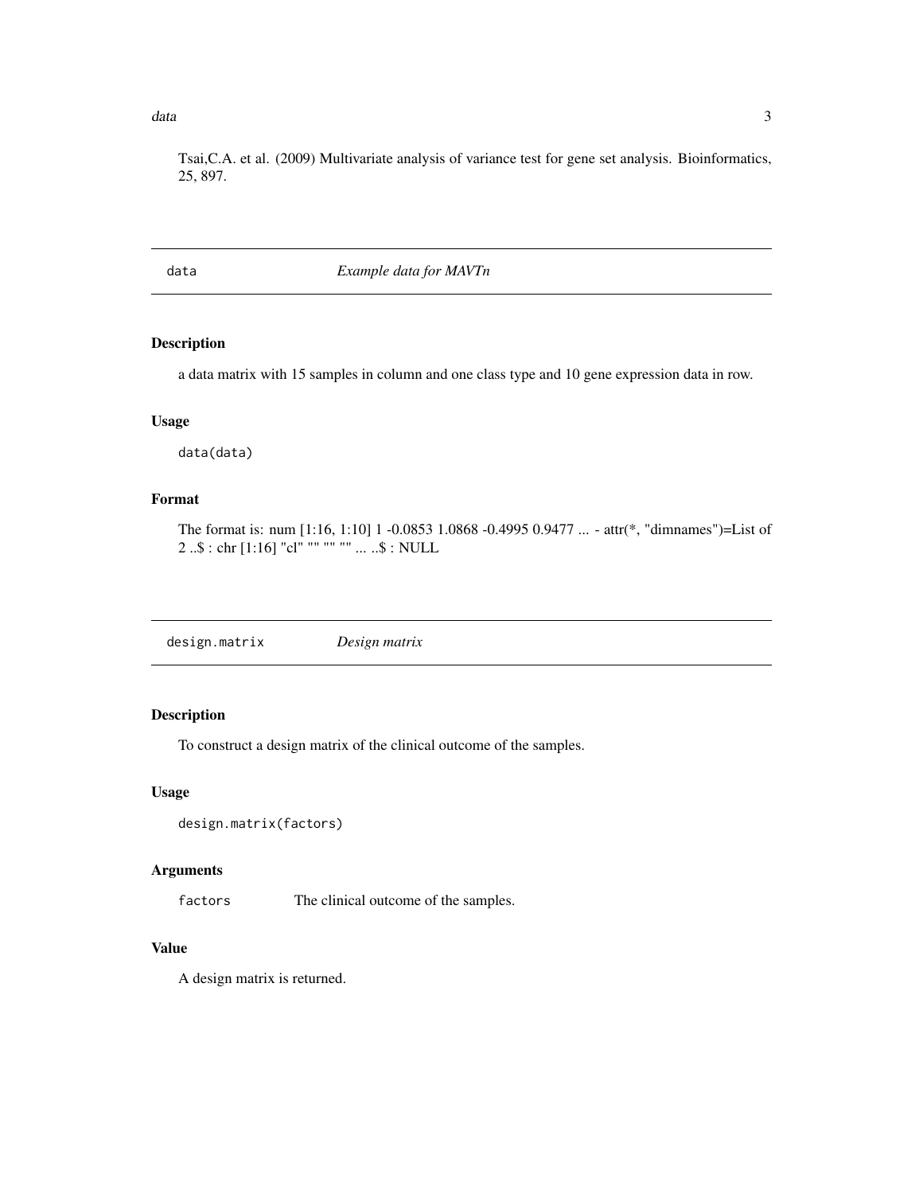Tsai,C.A. et al. (2009) Multivariate analysis of variance test for gene set analysis. Bioinformatics, 25, 897.

## `data` — *Example data for MAVTn*

### Description

a data matrix with 15 samples in column and one class type and 10 gene expression data in row.

### Usage

```
data(data)
```

### Format

The format is: num [1:16, 1:10] 1 -0.0853 1.0868 -0.4995 0.9477 ... - attr(*, "dimnames")=List of 2 ..$ : chr [1:16] "cl" "" "" "" ... ..$ : NULL

## `design.matrix` — *Design matrix*

### Description

To construct a design matrix of the clinical outcome of the samples.

### Usage

```
design.matrix(factors)
```

### Arguments

| | |
|---|---|
| `factors` | The clinical outcome of the samples. |

### Value

A design matrix is returned.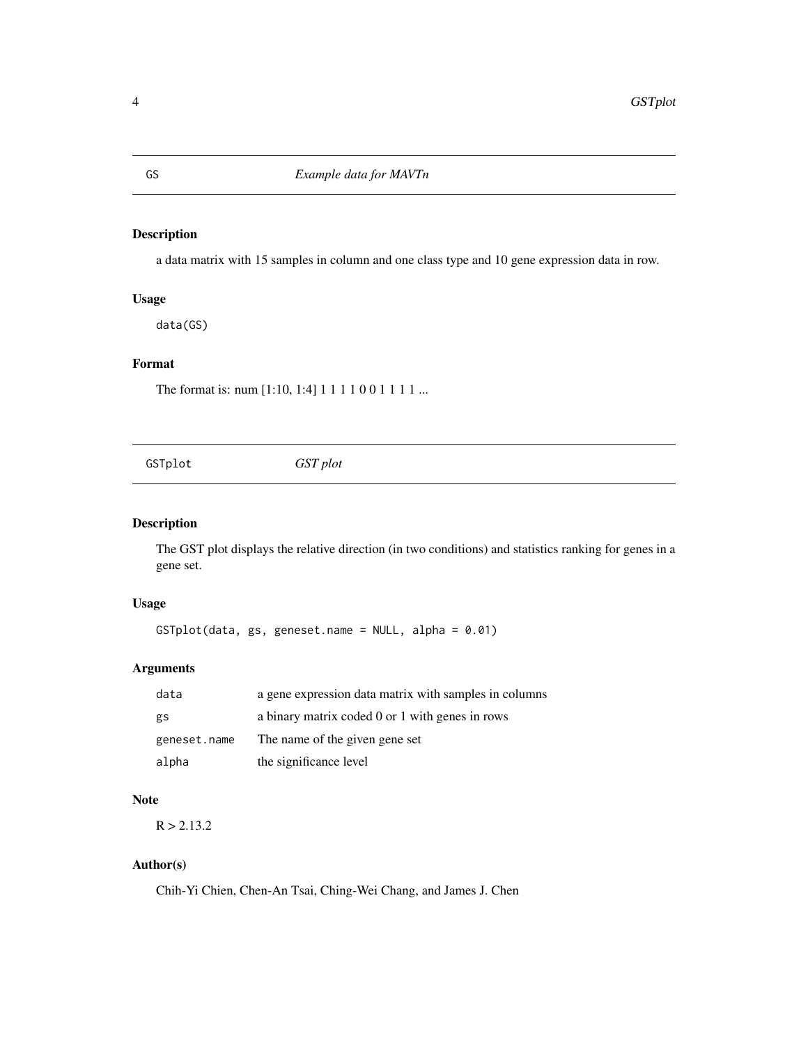# GS — *Example data for MAVTn*

## Description

a data matrix with 15 samples in column and one class type and 10 gene expression data in row.

## Usage

```
data(GS)
```

## Format

The format is: num [1:10, 1:4] 1 1 1 1 0 0 1 1 1 1 ...

# GSTplot — *GST plot*

## Description

The GST plot displays the relative direction (in two conditions) and statistics ranking for genes in a gene set.

## Usage

```
GSTplot(data, gs, geneset.name = NULL, alpha = 0.01)
```

## Arguments

| | |
|---|---|
| `data` | a gene expression data matrix with samples in columns |
| `gs` | a binary matrix coded 0 or 1 with genes in rows |
| `geneset.name` | The name of the given gene set |
| `alpha` | the significance level |

## Note

R > 2.13.2

## Author(s)

Chih-Yi Chien, Chen-An Tsai, Ching-Wei Chang, and James J. Chen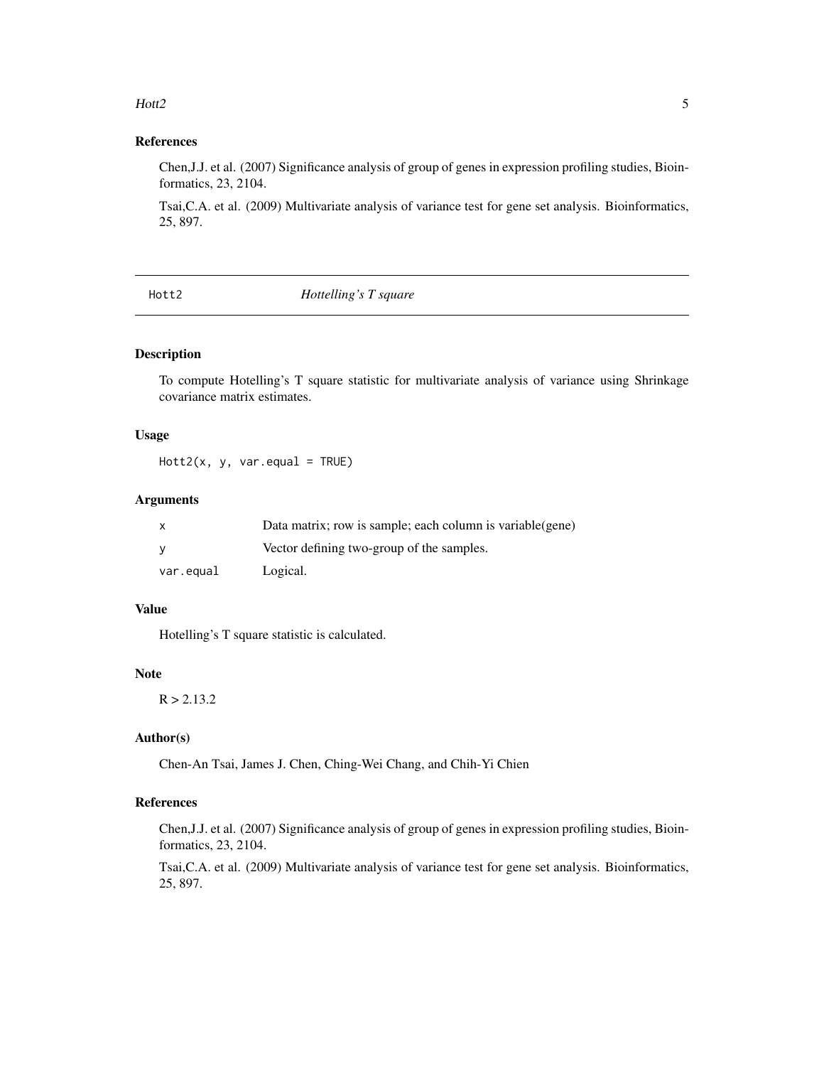### References

Chen,J.J. et al. (2007) Significance analysis of group of genes in expression profiling studies, Bioinformatics, 23, 2104.

Tsai,C.A. et al. (2009) Multivariate analysis of variance test for gene set analysis. Bioinformatics, 25, 897.

---

## Hott2 — *Hottelling's T square*

---

### Description

To compute Hotelling's T square statistic for multivariate analysis of variance using Shrinkage covariance matrix estimates.

### Usage

```
Hott2(x, y, var.equal = TRUE)
```

### Arguments

| | |
|---|---|
| x | Data matrix; row is sample; each column is variable(gene) |
| y | Vector defining two-group of the samples. |
| var.equal | Logical. |

### Value

Hotelling's T square statistic is calculated.

### Note

R > 2.13.2

### Author(s)

Chen-An Tsai, James J. Chen, Ching-Wei Chang, and Chih-Yi Chien

### References

Chen,J.J. et al. (2007) Significance analysis of group of genes in expression profiling studies, Bioinformatics, 23, 2104.

Tsai,C.A. et al. (2009) Multivariate analysis of variance test for gene set analysis. Bioinformatics, 25, 897.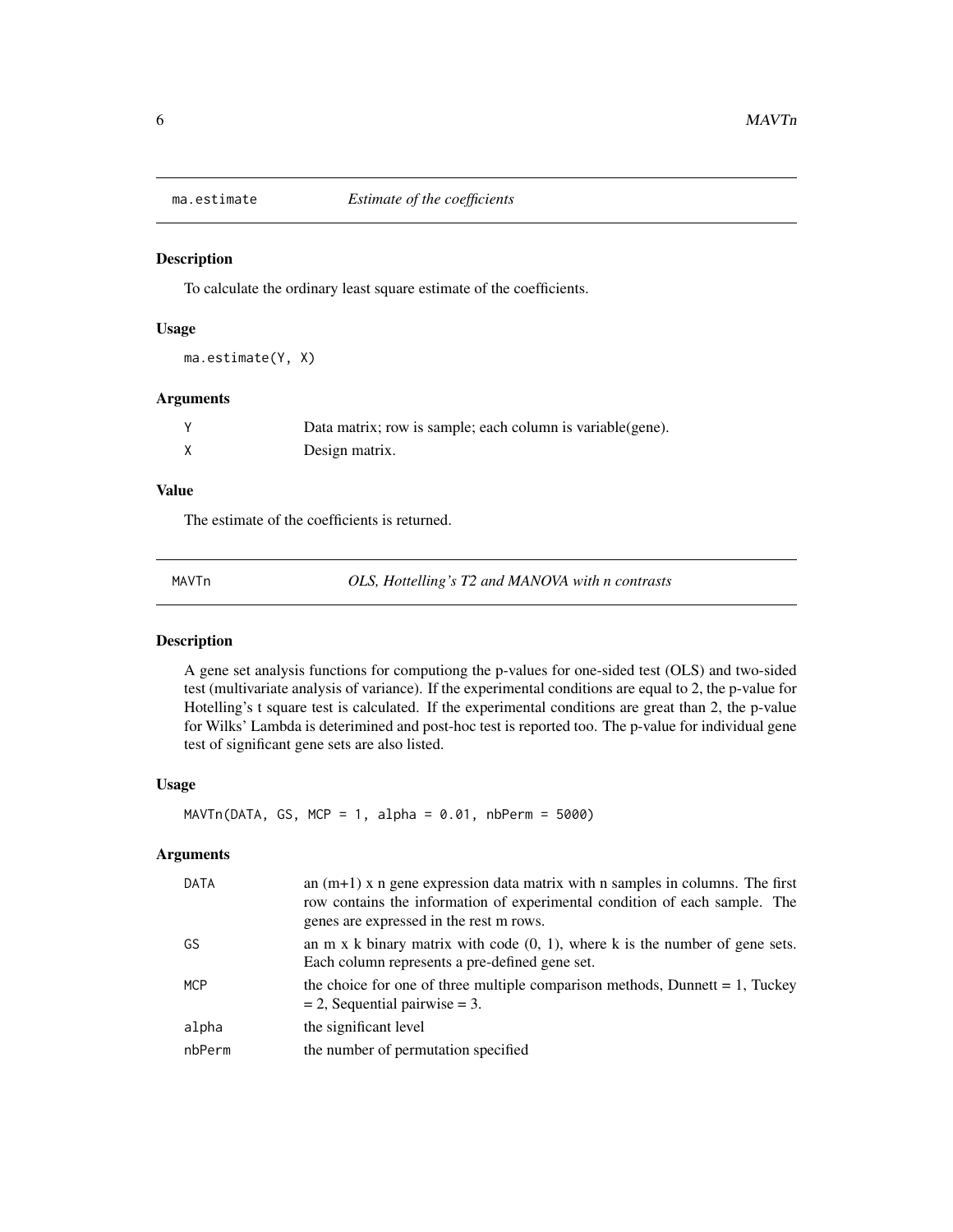## ma.estimate — *Estimate of the coefficients*

### Description

To calculate the ordinary least square estimate of the coefficients.

### Usage

```
ma.estimate(Y, X)
```

### Arguments

| | |
|---|---|
| Y | Data matrix; row is sample; each column is variable(gene). |
| X | Design matrix. |

### Value

The estimate of the coefficients is returned.

## MAVTn — *OLS, Hottelling's T2 and MANOVA with n contrasts*

### Description

A gene set analysis functions for computiong the p-values for one-sided test (OLS) and two-sided test (multivariate analysis of variance). If the experimental conditions are equal to 2, the p-value for Hotelling's t square test is calculated. If the experimental conditions are great than 2, the p-value for Wilks' Lambda is deterimined and post-hoc test is reported too. The p-value for individual gene test of significant gene sets are also listed.

### Usage

```
MAVTn(DATA, GS, MCP = 1, alpha = 0.01, nbPerm = 5000)
```

### Arguments

| | |
|---|---|
| DATA | an (m+1) x n gene expression data matrix with n samples in columns. The first row contains the information of experimental condition of each sample. The genes are expressed in the rest m rows. |
| GS | an m x k binary matrix with code (0, 1), where k is the number of gene sets. Each column represents a pre-defined gene set. |
| MCP | the choice for one of three multiple comparison methods, Dunnett = 1, Tuckey = 2, Sequential pairwise = 3. |
| alpha | the significant level |
| nbPerm | the number of permutation specified |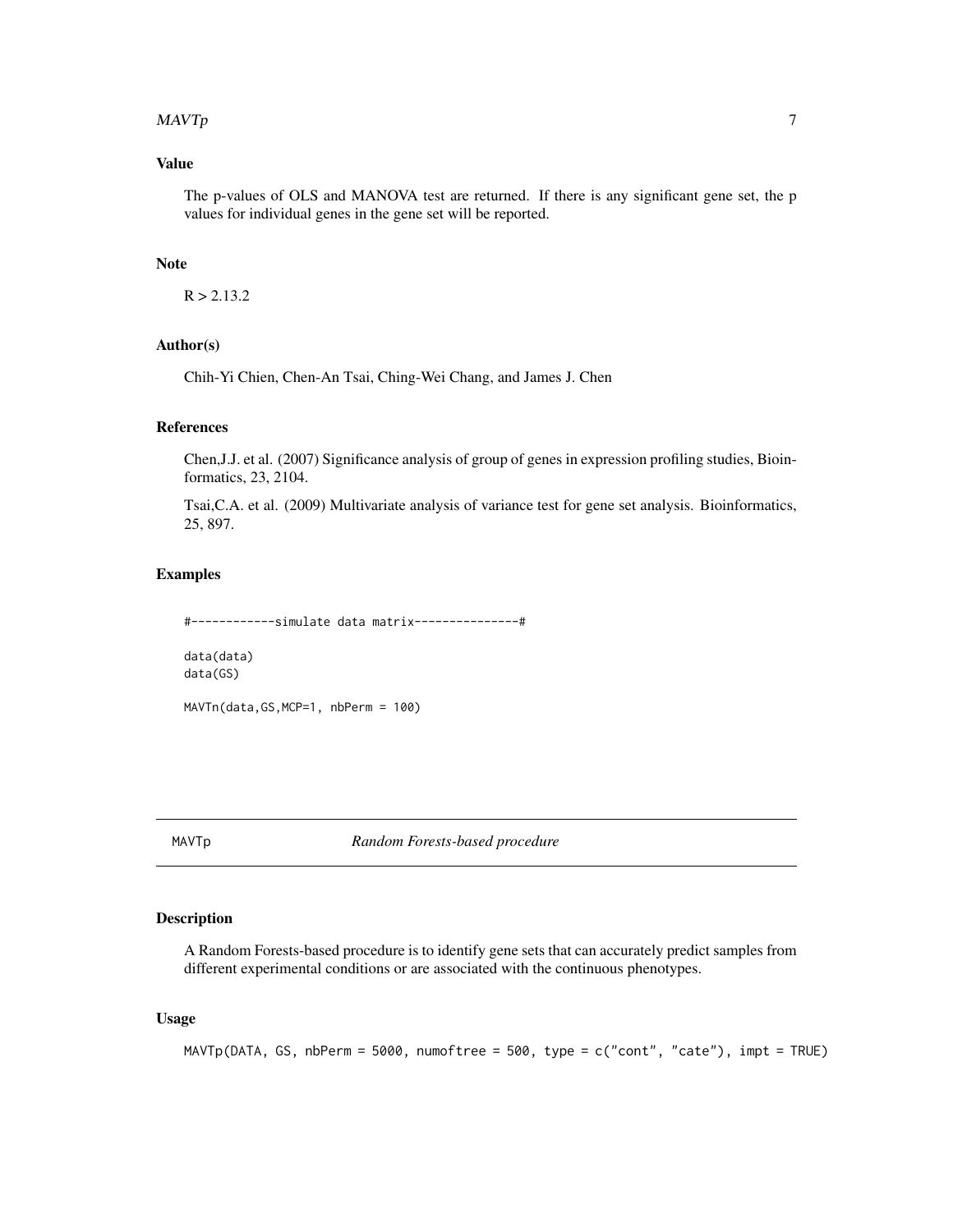### Value

The p-values of OLS and MANOVA test are returned. If there is any significant gene set, the p values for individual genes in the gene set will be reported.

### Note

R > 2.13.2

### Author(s)

Chih-Yi Chien, Chen-An Tsai, Ching-Wei Chang, and James J. Chen

### References

Chen,J.J. et al. (2007) Significance analysis of group of genes in expression profiling studies, Bioinformatics, 23, 2104.

Tsai,C.A. et al. (2009) Multivariate analysis of variance test for gene set analysis. Bioinformatics, 25, 897.

### Examples

```
#------------simulate data matrix---------------#

data(data)
data(GS)

MAVTn(data,GS,MCP=1, nbPerm = 100)
```

---

## MAVTp *Random Forests-based procedure*

---

### Description

A Random Forests-based procedure is to identify gene sets that can accurately predict samples from different experimental conditions or are associated with the continuous phenotypes.

### Usage

```
MAVTp(DATA, GS, nbPerm = 5000, numoftree = 500, type = c("cont", "cate"), impt = TRUE)
```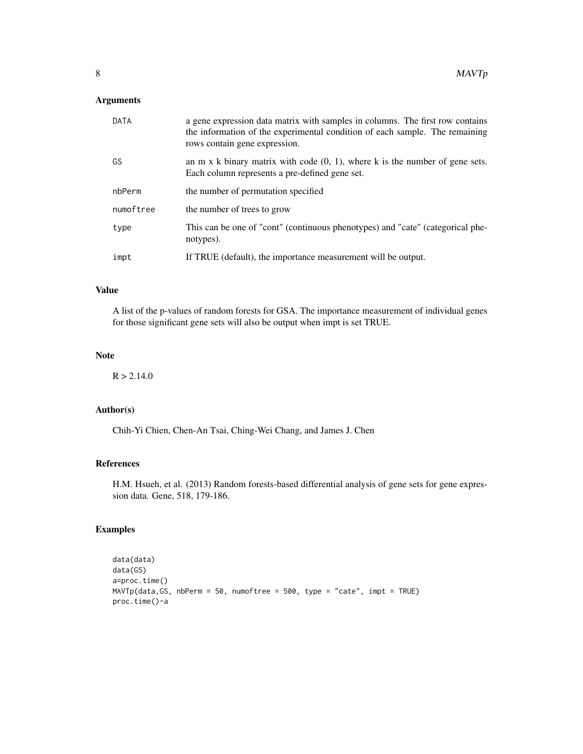### Arguments

| | |
|---|---|
| DATA | a gene expression data matrix with samples in columns. The first row contains the information of the experimental condition of each sample. The remaining rows contain gene expression. |
| GS | an m x k binary matrix with code (0, 1), where k is the number of gene sets. Each column represents a pre-defined gene set. |
| nbPerm | the number of permutation specified |
| numoftree | the number of trees to grow |
| type | This can be one of "cont" (continuous phenotypes) and "cate" (categorical phenotypes). |
| impt | If TRUE (default), the importance measurement will be output. |

### Value

A list of the p-values of random forests for GSA. The importance measurement of individual genes for those significant gene sets will also be output when impt is set TRUE.

### Note

R > 2.14.0

### Author(s)

Chih-Yi Chien, Chen-An Tsai, Ching-Wei Chang, and James J. Chen

### References

H.M. Hsueh, et al. (2013) Random forests-based differential analysis of gene sets for gene expression data. Gene, 518, 179-186.

### Examples

```
data(data)
data(GS)
a=proc.time()
MAVTp(data,GS, nbPerm = 50, numoftree = 500, type = "cate", impt = TRUE)
proc.time()-a
```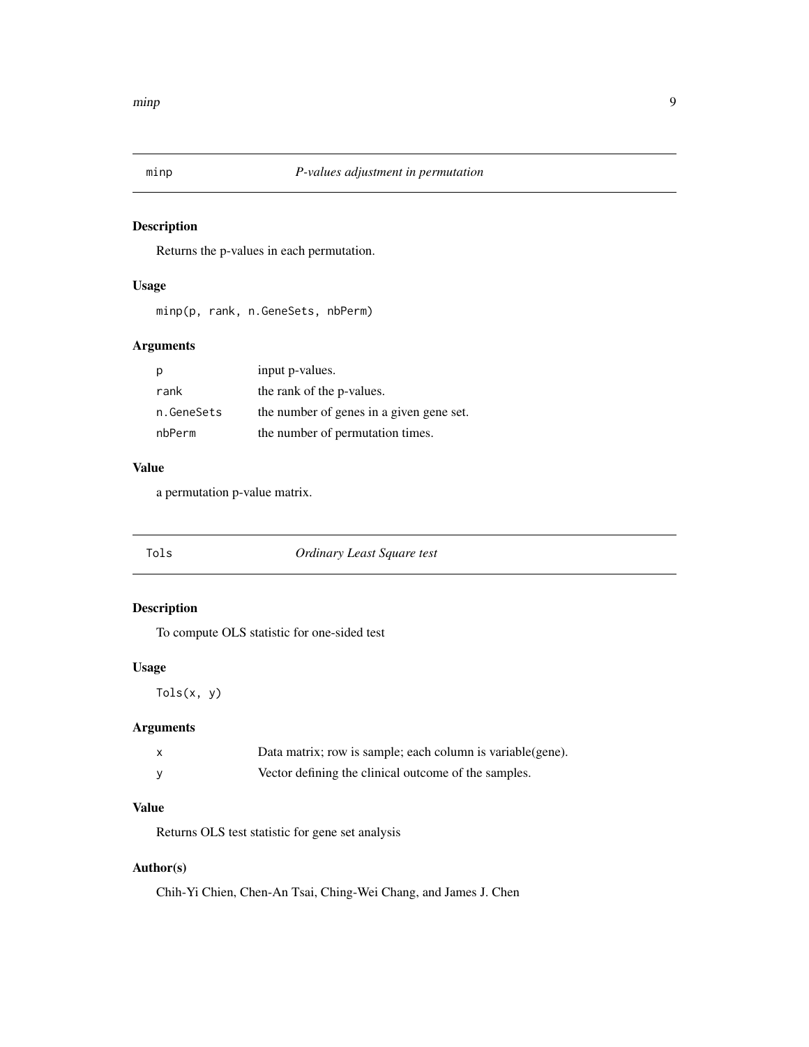## minp — *P-values adjustment in permutation*

### Description

Returns the p-values in each permutation.

### Usage

```
minp(p, rank, n.GeneSets, nbPerm)
```

### Arguments

| | |
|---|---|
| p | input p-values. |
| rank | the rank of the p-values. |
| n.GeneSets | the number of genes in a given gene set. |
| nbPerm | the number of permutation times. |

### Value

a permutation p-value matrix.

## Tols — *Ordinary Least Square test*

### Description

To compute OLS statistic for one-sided test

### Usage

```
Tols(x, y)
```

### Arguments

| | |
|---|---|
| x | Data matrix; row is sample; each column is variable(gene). |
| y | Vector defining the clinical outcome of the samples. |

### Value

Returns OLS test statistic for gene set analysis

### Author(s)

Chih-Yi Chien, Chen-An Tsai, Ching-Wei Chang, and James J. Chen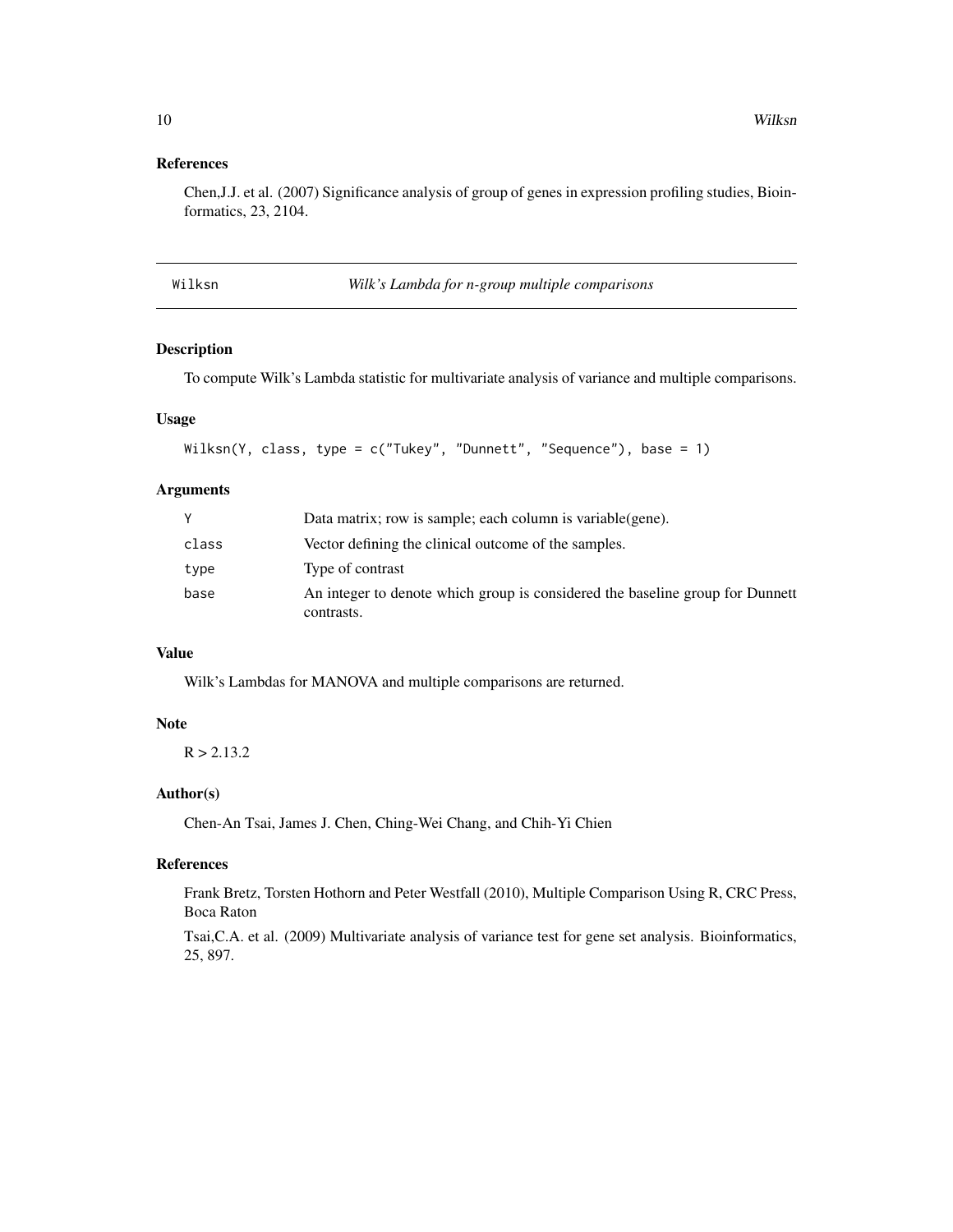### References

Chen,J.J. et al. (2007) Significance analysis of group of genes in expression profiling studies, Bioinformatics, 23, 2104.

---

## Wilksn — *Wilk's Lambda for n-group multiple comparisons*

### Description

To compute Wilk's Lambda statistic for multivariate analysis of variance and multiple comparisons.

### Usage

```
Wilksn(Y, class, type = c("Tukey", "Dunnett", "Sequence"), base = 1)
```

### Arguments

| | |
|---|---|
| `Y` | Data matrix; row is sample; each column is variable(gene). |
| `class` | Vector defining the clinical outcome of the samples. |
| `type` | Type of contrast |
| `base` | An integer to denote which group is considered the baseline group for Dunnett contrasts. |

### Value

Wilk's Lambdas for MANOVA and multiple comparisons are returned.

### Note

R > 2.13.2

### Author(s)

Chen-An Tsai, James J. Chen, Ching-Wei Chang, and Chih-Yi Chien

### References

Frank Bretz, Torsten Hothorn and Peter Westfall (2010), Multiple Comparison Using R, CRC Press, Boca Raton

Tsai,C.A. et al. (2009) Multivariate analysis of variance test for gene set analysis. Bioinformatics, 25, 897.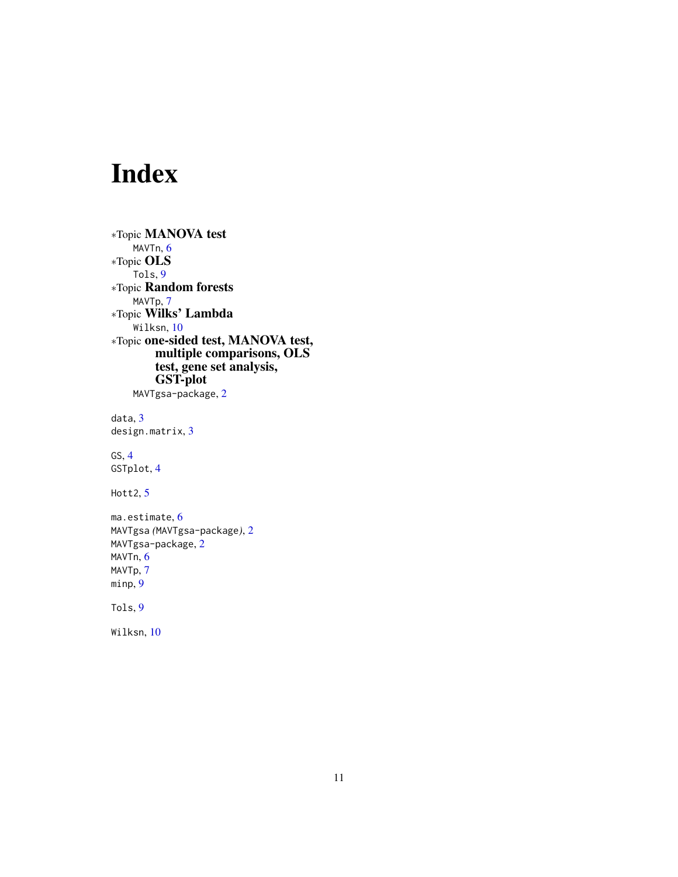# Index

∗Topic **MANOVA test**
  MAVTn, 6
∗Topic **OLS**
  Tols, 9
∗Topic **Random forests**
  MAVTp, 7
∗Topic **Wilks' Lambda**
  Wilksn, 10
∗Topic **one-sided test, MANOVA test, multiple comparisons, OLS test, gene set analysis, GST-plot**
  MAVTgsa-package, 2

data, 3
design.matrix, 3

GS, 4
GSTplot, 4

Hott2, 5

ma.estimate, 6
MAVTgsa *(*MAVTgsa-package*)*, 2
MAVTgsa-package, 2
MAVTn, 6
MAVTp, 7
minp, 9

Tols, 9

Wilksn, 10